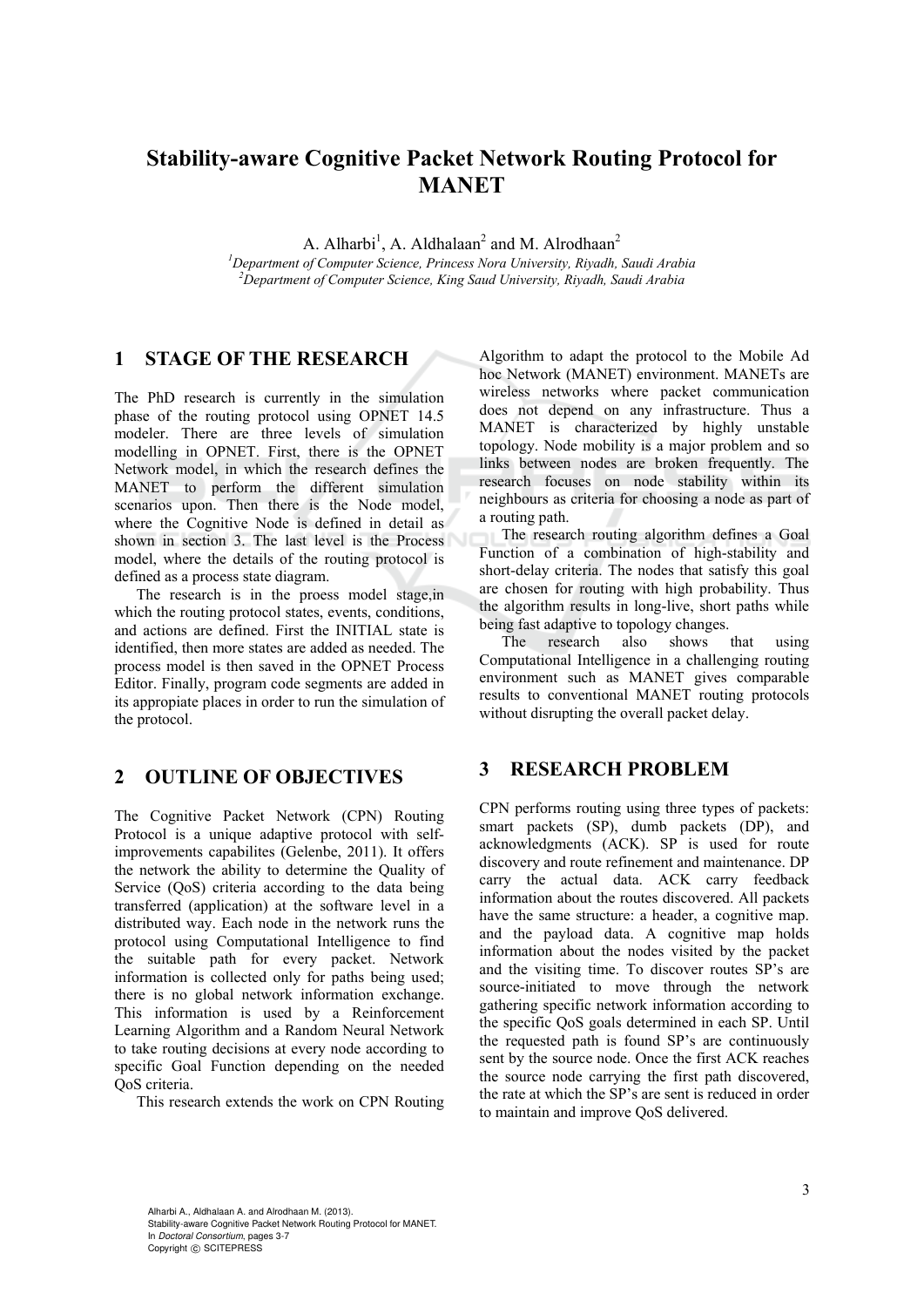# Stability-aware Cognitive Packet Network Routing Protocol for MANET

A. Alharbi[1], A. Aldhalaan[2] and M. Alrodhaan[2]

[1]*Department of Computer Science, Princess Nora University, Riyadh, Saudi Arabia*
[2]*Department of Computer Science, King Saud University, Riyadh, Saudi Arabia*

## 1 STAGE OF THE RESEARCH

The PhD research is currently in the simulation phase of the routing protocol using OPNET 14.5 modeler. There are three levels of simulation modelling in OPNET. First, there is the OPNET Network model, in which the research defines the MANET to perform the different simulation scenarios upon. Then there is the Node model, where the Cognitive Node is defined in detail as shown in section 3. The last level is the Process model, where the details of the routing protocol is defined as a process state diagram.

The research is in the proess model stage,in which the routing protocol states, events, conditions, and actions are defined. First the INITIAL state is identified, then more states are added as needed. The process model is then saved in the OPNET Process Editor. Finally, program code segments are added in its appropiate places in order to run the simulation of the protocol.

## 2 OUTLINE OF OBJECTIVES

The Cognitive Packet Network (CPN) Routing Protocol is a unique adaptive protocol with self-improvements capabilites (Gelenbe, 2011). It offers the network the ability to determine the Quality of Service (QoS) criteria according to the data being transferred (application) at the software level in a distributed way. Each node in the network runs the protocol using Computational Intelligence to find the suitable path for every packet. Network information is collected only for paths being used; there is no global network information exchange. This information is used by a Reinforcement Learning Algorithm and a Random Neural Network to take routing decisions at every node according to specific Goal Function depending on the needed QoS criteria.

This research extends the work on CPN Routing Algorithm to adapt the protocol to the Mobile Ad hoc Network (MANET) environment. MANETs are wireless networks where packet communication does not depend on any infrastructure. Thus a MANET is characterized by highly unstable topology. Node mobility is a major problem and so links between nodes are broken frequently. The research focuses on node stability within its neighbours as criteria for choosing a node as part of a routing path.

The research routing algorithm defines a Goal Function of a combination of high-stability and short-delay criteria. The nodes that satisfy this goal are chosen for routing with high probability. Thus the algorithm results in long-live, short paths while being fast adaptive to topology changes.

The research also shows that using Computational Intelligence in a challenging routing environment such as MANET gives comparable results to conventional MANET routing protocols without disrupting the overall packet delay.

## 3 RESEARCH PROBLEM

CPN performs routing using three types of packets: smart packets (SP), dumb packets (DP), and acknowledgments (ACK). SP is used for route discovery and route refinement and maintenance. DP carry the actual data. ACK carry feedback information about the routes discovered. All packets have the same structure: a header, a cognitive map. and the payload data. A cognitive map holds information about the nodes visited by the packet and the visiting time. To discover routes SP's are source-initiated to move through the network gathering specific network information according to the specific QoS goals determined in each SP. Until the requested path is found SP's are continuously sent by the source node. Once the first ACK reaches the source node carrying the first path discovered, the rate at which the SP's are sent is reduced in order to maintain and improve QoS delivered.

Alharbi A., Aldhalaan A. and Alrodhaan M. (2013).
Stability-aware Cognitive Packet Network Routing Protocol for MANET.
In *Doctoral Consortium*, pages 3-7
Copyright © SCITEPRESS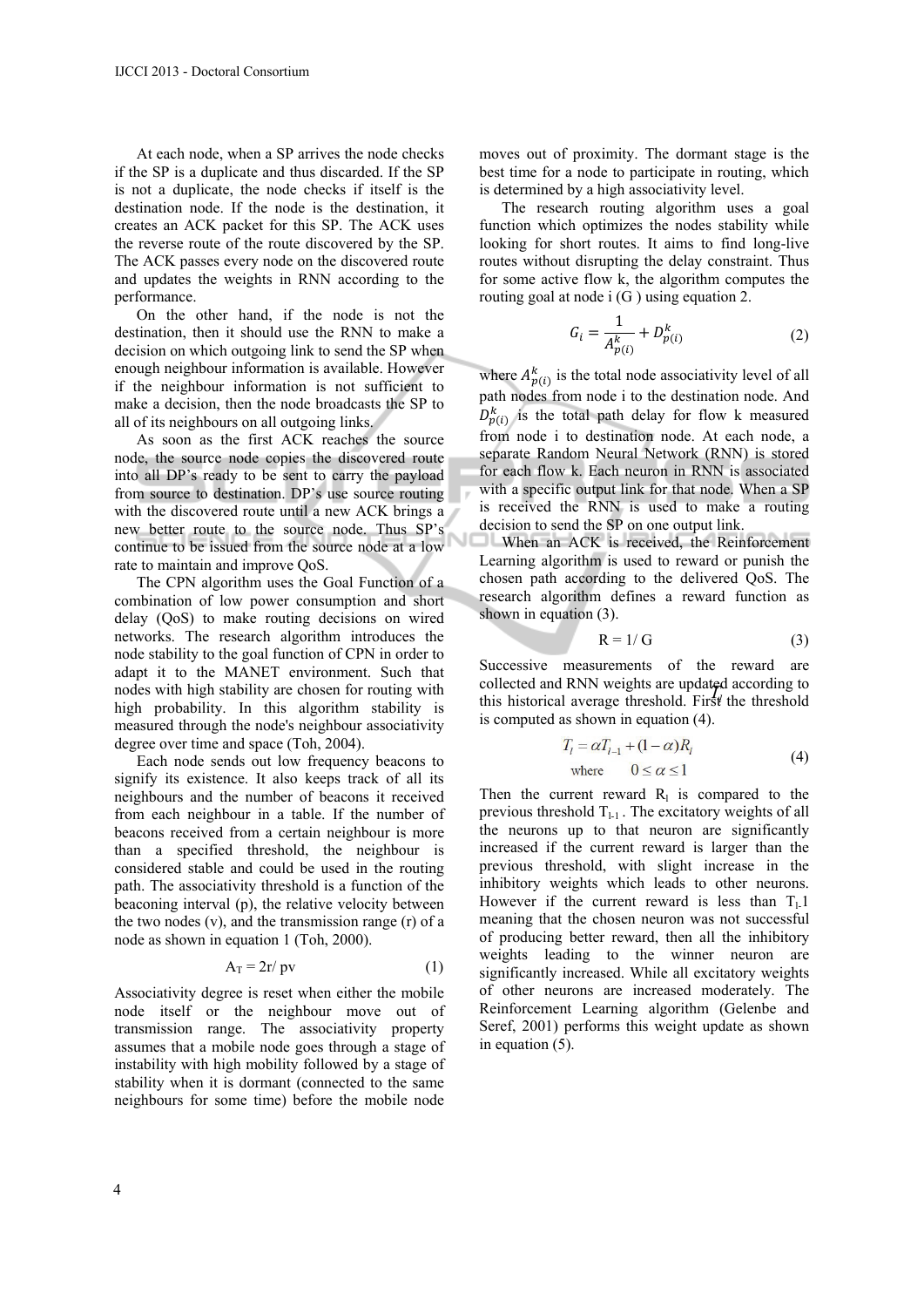At each node, when a SP arrives the node checks if the SP is a duplicate and thus discarded. If the SP is not a duplicate, the node checks if itself is the destination node. If the node is the destination, it creates an ACK packet for this SP. The ACK uses the reverse route of the route discovered by the SP. The ACK passes every node on the discovered route and updates the weights in RNN according to the performance.

On the other hand, if the node is not the destination, then it should use the RNN to make a decision on which outgoing link to send the SP when enough neighbour information is available. However if the neighbour information is not sufficient to make a decision, then the node broadcasts the SP to all of its neighbours on all outgoing links.

As soon as the first ACK reaches the source node, the source node copies the discovered route into all DP's ready to be sent to carry the payload from source to destination. DP's use source routing with the discovered route until a new ACK brings a new better route to the source node. Thus SP's continue to be issued from the source node at a low rate to maintain and improve QoS.

The CPN algorithm uses the Goal Function of a combination of low power consumption and short delay (QoS) to make routing decisions on wired networks. The research algorithm introduces the node stability to the goal function of CPN in order to adapt it to the MANET environment. Such that nodes with high stability are chosen for routing with high probability. In this algorithm stability is measured through the node's neighbour associativity degree over time and space (Toh, 2004).

Each node sends out low frequency beacons to signify its existence. It also keeps track of all its neighbours and the number of beacons it received from each neighbour in a table. If the number of beacons received from a certain neighbour is more than a specified threshold, the neighbour is considered stable and could be used in the routing path. The associativity threshold is a function of the beaconing interval (p), the relative velocity between the two nodes (v), and the transmission range (r) of a node as shown in equation 1 (Toh, 2000).

$$A_T = 2r/ pv \tag{1}$$

Associativity degree is reset when either the mobile node itself or the neighbour move out of transmission range. The associativity property assumes that a mobile node goes through a stage of instability with high mobility followed by a stage of stability when it is dormant (connected to the same neighbours for some time) before the mobile node moves out of proximity. The dormant stage is the best time for a node to participate in routing, which is determined by a high associativity level.

The research routing algorithm uses a goal function which optimizes the nodes stability while looking for short routes. It aims to find long-live routes without disrupting the delay constraint. Thus for some active flow k, the algorithm computes the routing goal at node i (G ) using equation 2.

$$G_i = \frac{1}{A_{p(i)}^k} + D_{p(i)}^k \tag{2}$$

where $A_{p(i)}^k$ is the total node associativity level of all path nodes from node i to the destination node. And $D_{p(i)}^k$ is the total path delay for flow k measured from node i to destination node. At each node, a separate Random Neural Network (RNN) is stored for each flow k. Each neuron in RNN is associated with a specific output link for that node. When a SP is received the RNN is used to make a routing decision to send the SP on one output link.

When an ACK is received, the Reinforcement Learning algorithm is used to reward or punish the chosen path according to the delivered QoS. The research algorithm defines a reward function as shown in equation (3).

$$R = 1/ G \tag{3}$$

Successive measurements of the reward are collected and RNN weights are updated according to this historical average threshold. First the threshold $T_l$ is computed as shown in equation (4).

$$T_l = \alpha T_{l-1} + (1-\alpha) R_l \quad \text{where} \quad 0 \le \alpha \le 1 \tag{4}$$

Then the current reward $R_l$ is compared to the previous threshold $T_{l-1}$. The excitatory weights of all the neurons up to that neuron are significantly increased if the current reward is larger than the previous threshold, with slight increase in the inhibitory weights which leads to other neurons. However if the current reward is less than $T_{l-1}$ meaning that the chosen neuron was not successful of producing better reward, then all the inhibitory weights leading to the winner neuron are significantly increased. While all excitatory weights of other neurons are increased moderately. The Reinforcement Learning algorithm (Gelenbe and Seref, 2001) performs this weight update as shown in equation (5).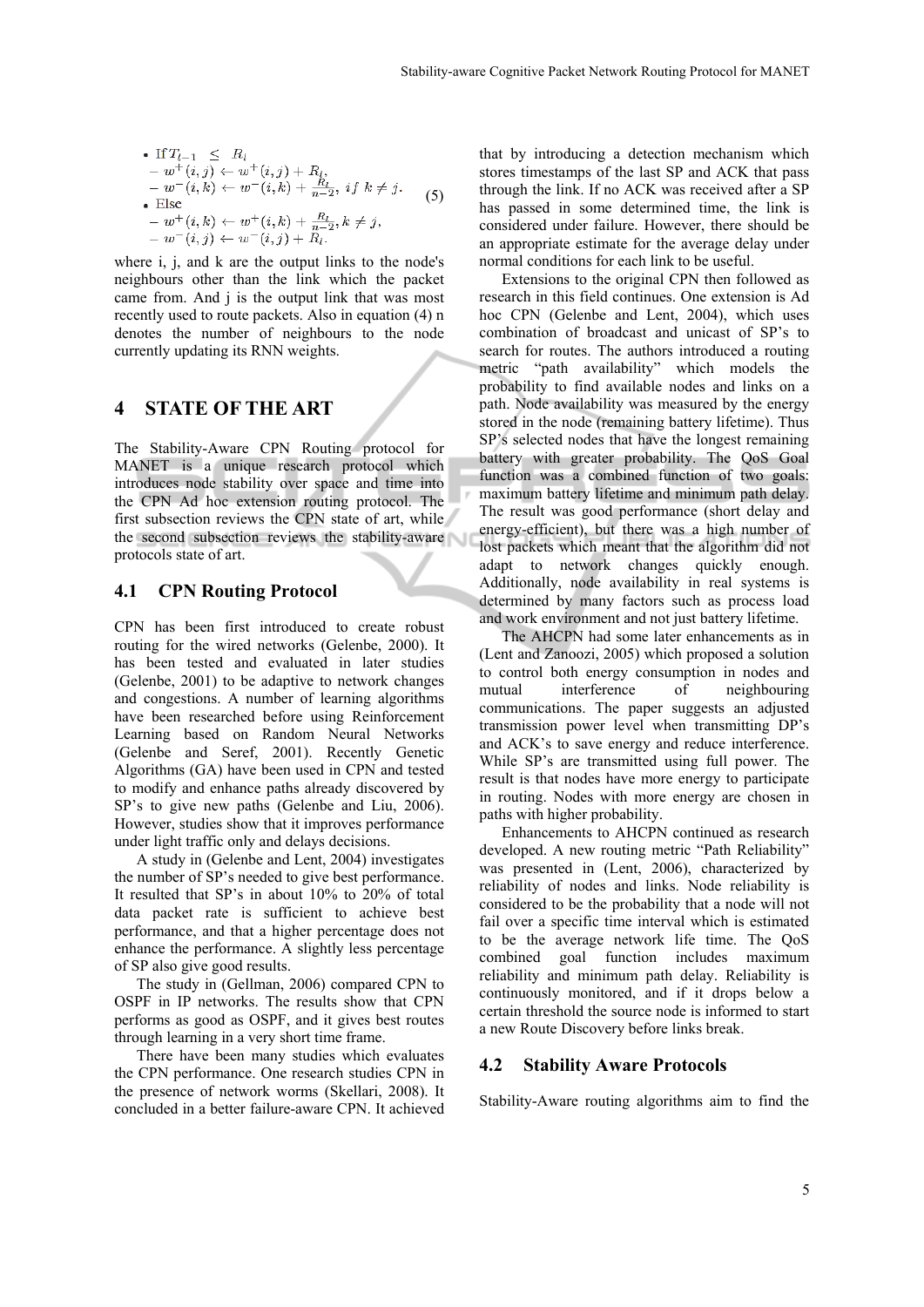- If $T_{l-1} \leq R_l$
  - $w^+(i,j) \leftarrow w^+(i,j) + R_l$,
  - $w^-(i,k) \leftarrow w^-(i,k) + \frac{R_l}{n-2},\ if\ k \neq j.$
- Else
  - $w^+(i,k) \leftarrow w^+(i,k) + \frac{R_l}{n-2}, k \neq j,$
  - $w^-(i,j) \leftarrow w^-(i,j) + R_l.$

(5)

where i, j, and k are the output links to the node's neighbours other than the link which the packet came from. And j is the output link that was most recently used to route packets. Also in equation (4) n denotes the number of neighbours to the node currently updating its RNN weights.

## 4 STATE OF THE ART

The Stability-Aware CPN Routing protocol for MANET is a unique research protocol which introduces node stability over space and time into the CPN Ad hoc extension routing protocol. The first subsection reviews the CPN state of art, while the second subsection reviews the stability-aware protocols state of art.

### 4.1 CPN Routing Protocol

CPN has been first introduced to create robust routing for the wired networks (Gelenbe, 2000). It has been tested and evaluated in later studies (Gelenbe, 2001) to be adaptive to network changes and congestions. A number of learning algorithms have been researched before using Reinforcement Learning based on Random Neural Networks (Gelenbe and Seref, 2001). Recently Genetic Algorithms (GA) have been used in CPN and tested to modify and enhance paths already discovered by SP's to give new paths (Gelenbe and Liu, 2006). However, studies show that it improves performance under light traffic only and delays decisions.

A study in (Gelenbe and Lent, 2004) investigates the number of SP's needed to give best performance. It resulted that SP's in about 10% to 20% of total data packet rate is sufficient to achieve best performance, and that a higher percentage does not enhance the performance. A slightly less percentage of SP also give good results.

The study in (Gellman, 2006) compared CPN to OSPF in IP networks. The results show that CPN performs as good as OSPF, and it gives best routes through learning in a very short time frame.

There have been many studies which evaluates the CPN performance. One research studies CPN in the presence of network worms (Skellari, 2008). It concluded in a better failure-aware CPN. It achieved that by introducing a detection mechanism which stores timestamps of the last SP and ACK that pass through the link. If no ACK was received after a SP has passed in some determined time, the link is considered under failure. However, there should be an appropriate estimate for the average delay under normal conditions for each link to be useful.

Extensions to the original CPN then followed as research in this field continues. One extension is Ad hoc CPN (Gelenbe and Lent, 2004), which uses combination of broadcast and unicast of SP's to search for routes. The authors introduced a routing metric "path availability" which models the probability to find available nodes and links on a path. Node availability was measured by the energy stored in the node (remaining battery lifetime). Thus SP's selected nodes that have the longest remaining battery with greater probability. The QoS Goal function was a combined function of two goals: maximum battery lifetime and minimum path delay. The result was good performance (short delay and energy-efficient), but there was a high number of lost packets which meant that the algorithm did not adapt to network changes quickly enough. Additionally, node availability in real systems is determined by many factors such as process load and work environment and not just battery lifetime.

The AHCPN had some later enhancements as in (Lent and Zanoozi, 2005) which proposed a solution to control both energy consumption in nodes and mutual interference of neighbouring communications. The paper suggests an adjusted transmission power level when transmitting DP's and ACK's to save energy and reduce interference. While SP's are transmitted using full power. The result is that nodes have more energy to participate in routing. Nodes with more energy are chosen in paths with higher probability.

Enhancements to AHCPN continued as research developed. A new routing metric "Path Reliability" was presented in (Lent, 2006), characterized by reliability of nodes and links. Node reliability is considered to be the probability that a node will not fail over a specific time interval which is estimated to be the average network life time. The QoS combined goal function includes maximum reliability and minimum path delay. Reliability is continuously monitored, and if it drops below a certain threshold the source node is informed to start a new Route Discovery before links break.

### 4.2 Stability Aware Protocols

Stability-Aware routing algorithms aim to find the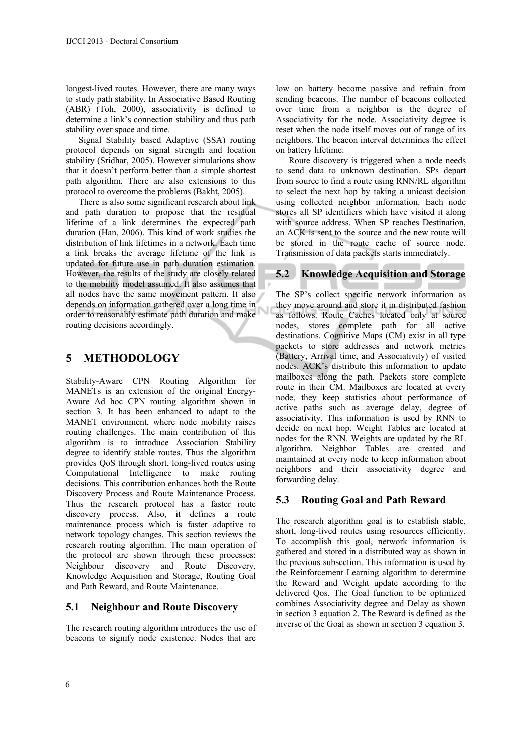longest-lived routes. However, there are many ways to study path stability. In Associative Based Routing (ABR) (Toh, 2000), associativity is defined to determine a link's connection stability and thus path stability over space and time.

Signal Stability based Adaptive (SSA) routing protocol depends on signal strength and location stability (Sridhar, 2005). However simulations show that it doesn't perform better than a simple shortest path algorithm. There are also extensions to this protocol to overcome the problems (Bakht, 2005).

There is also some significant research about link and path duration to propose that the residual lifetime of a link determines the expected path duration (Han, 2006). This kind of work studies the distribution of link lifetimes in a network. Each time a link breaks the average lifetime of the link is updated for future use in path duration estimation. However, the results of the study are closely related to the mobility model assumed. It also assumes that all nodes have the same movement pattern. It also depends on information gathered over a long time in order to reasonably estimate path duration and make routing decisions accordingly.

# 5 METHODOLOGY

Stability-Aware CPN Routing Algorithm for MANETs is an extension of the original Energy-Aware Ad hoc CPN routing algorithm shown in section 3. It has been enhanced to adapt to the MANET environment, where node mobility raises routing challenges. The main contribution of this algorithm is to introduce Association Stability degree to identify stable routes. Thus the algorithm provides QoS through short, long-lived routes using Computational Intelligence to make routing decisions. This contribution enhances both the Route Discovery Process and Route Maintenance Process. Thus the research protocol has a faster route discovery process. Also, it defines a route maintenance process which is faster adaptive to network topology changes. This section reviews the research routing algorithm. The main operation of the protocol are shown through these processes: Neighbour discovery and Route Discovery, Knowledge Acquisition and Storage, Routing Goal and Path Reward, and Route Maintenance.

## 5.1 Neighbour and Route Discovery

The research routing algorithm introduces the use of beacons to signify node existence. Nodes that are low on battery become passive and refrain from sending beacons. The number of beacons collected over time from a neighbor is the degree of Associativity for the node. Associativity degree is reset when the node itself moves out of range of its neighbors. The beacon interval determines the effect on battery lifetime.

Route discovery is triggered when a node needs to send data to unknown destination. SPs depart from source to find a route using RNN/RL algorithm to select the next hop by taking a unicast decision using collected neighbor information. Each node stores all SP identifiers which have visited it along with source address. When SP reaches Destination, an ACK is sent to the source and the new route will be stored in the route cache of source node. Transmission of data packets starts immediately.

## 5.2 Knowledge Acquisition and Storage

The SP's collect specific network information as they move around and store it in distributed fashion as follows. Route Caches located only at source nodes, stores complete path for all active destinations. Cognitive Maps (CM) exist in all type packets to store addresses and network metrics (Battery, Arrival time, and Associativity) of visited nodes. ACK's distribute this information to update mailboxes along the path. Packets store complete route in their CM. Mailboxes are located at every node, they keep statistics about performance of active paths such as average delay, degree of associativity. This information is used by RNN to decide on next hop. Weight Tables are located at nodes for the RNN. Weights are updated by the RL algorithm. Neighbor Tables are created and maintained at every node to keep information about neighbors and their associativity degree and forwarding delay.

## 5.3 Routing Goal and Path Reward

The research algorithm goal is to establish stable, short, long-lived routes using resources efficiently. To accomplish this goal, network information is gathered and stored in a distributed way as shown in the previous subsection. This information is used by the Reinforcement Learning algorithm to determine the Reward and Weight update according to the delivered Qos. The Goal function to be optimized combines Associativity degree and Delay as shown in section 3 equation 2. The Reward is defined as the inverse of the Goal as shown in section 3 equation 3.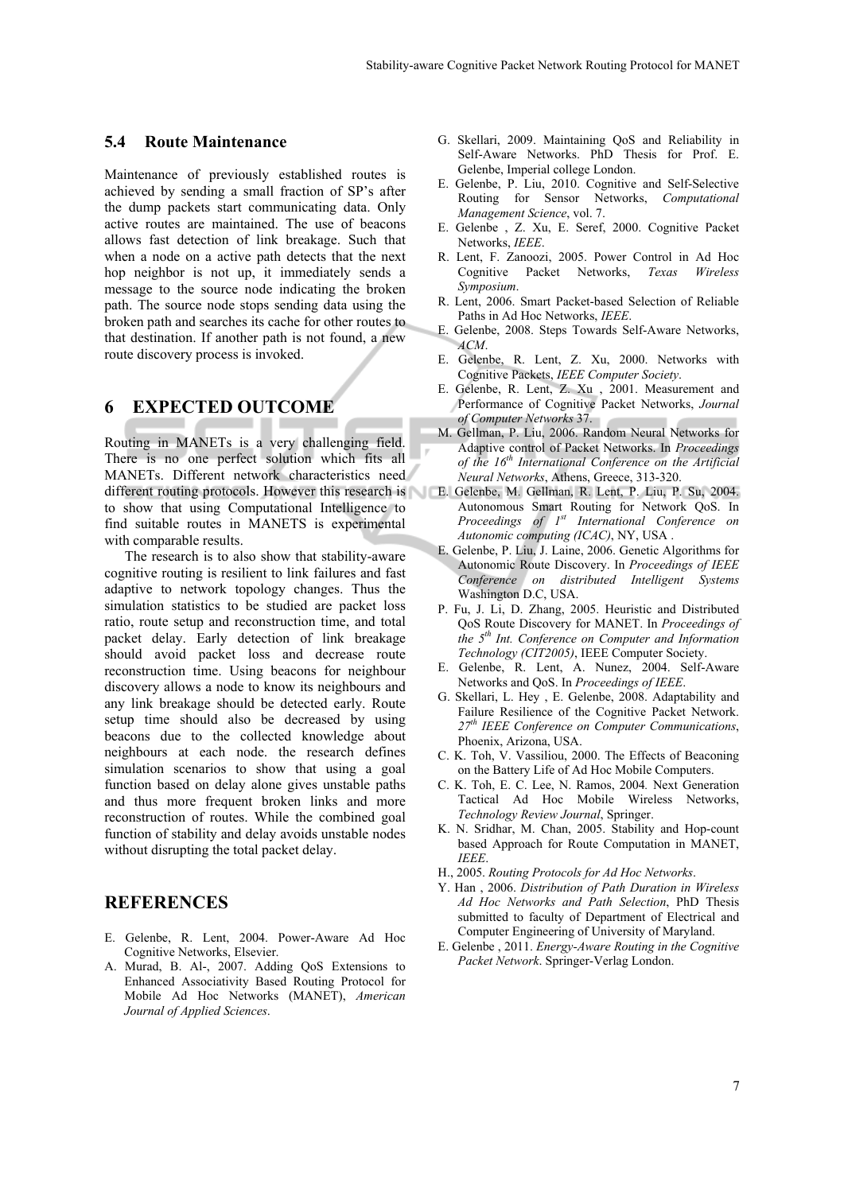### 5.4 Route Maintenance

Maintenance of previously established routes is achieved by sending a small fraction of SP's after the dump packets start communicating data. Only active routes are maintained. The use of beacons allows fast detection of link breakage. Such that when a node on a active path detects that the next hop neighbor is not up, it immediately sends a message to the source node indicating the broken path. The source node stops sending data using the broken path and searches its cache for other routes to that destination. If another path is not found, a new route discovery process is invoked.

## 6 EXPECTED OUTCOME

Routing in MANETs is a very challenging field. There is no one perfect solution which fits all MANETs. Different network characteristics need different routing protocols. However this research is to show that using Computational Intelligence to find suitable routes in MANETS is experimental with comparable results.

The research is to also show that stability-aware cognitive routing is resilient to link failures and fast adaptive to network topology changes. Thus the simulation statistics to be studied are packet loss ratio, route setup and reconstruction time, and total packet delay. Early detection of link breakage should avoid packet loss and decrease route reconstruction time. Using beacons for neighbour discovery allows a node to know its neighbours and any link breakage should be detected early. Route setup time should also be decreased by using beacons due to the collected knowledge about neighbours at each node. the research defines simulation scenarios to show that using a goal function based on delay alone gives unstable paths and thus more frequent broken links and more reconstruction of routes. While the combined goal function of stability and delay avoids unstable nodes without disrupting the total packet delay.

## REFERENCES

E. Gelenbe, R. Lent, 2004. Power-Aware Ad Hoc Cognitive Networks, Elsevier.

A. Murad, B. Al-, 2007. Adding QoS Extensions to Enhanced Associativity Based Routing Protocol for Mobile Ad Hoc Networks (MANET), *American Journal of Applied Sciences*.

G. Skellari, 2009. Maintaining QoS and Reliability in Self-Aware Networks. PhD Thesis for Prof. E. Gelenbe, Imperial college London.

E. Gelenbe, P. Liu, 2010. Cognitive and Self-Selective Routing for Sensor Networks, *Computational Management Science*, vol. 7.

E. Gelenbe , Z. Xu, E. Seref, 2000. Cognitive Packet Networks, *IEEE*.

R. Lent, F. Zanoozi, 2005. Power Control in Ad Hoc Cognitive Packet Networks, *Texas Wireless Symposium*.

R. Lent, 2006. Smart Packet-based Selection of Reliable Paths in Ad Hoc Networks, *IEEE*.

E. Gelenbe, 2008. Steps Towards Self-Aware Networks, *ACM*.

E. Gelenbe, R. Lent, Z. Xu, 2000. Networks with Cognitive Packets, *IEEE Computer Society*.

E. Gelenbe, R. Lent, Z. Xu , 2001. Measurement and Performance of Cognitive Packet Networks, *Journal of Computer Networks* 37.

M. Gellman, P. Liu, 2006. Random Neural Networks for Adaptive control of Packet Networks. In *Proceedings of the 16th International Conference on the Artificial Neural Networks*, Athens, Greece, 313-320.

E. Gelenbe, M. Gellman, R. Lent, P. Liu, P. Su, 2004. Autonomous Smart Routing for Network QoS. In *Proceedings of 1st International Conference on Autonomic computing (ICAC)*, NY, USA .

E. Gelenbe, P. Liu, J. Laine, 2006. Genetic Algorithms for Autonomic Route Discovery. In *Proceedings of IEEE Conference on distributed Intelligent Systems* Washington D.C, USA.

P. Fu, J. Li, D. Zhang, 2005. Heuristic and Distributed QoS Route Discovery for MANET. In *Proceedings of the 5th Int. Conference on Computer and Information Technology (CIT2005)*, IEEE Computer Society.

E. Gelenbe, R. Lent, A. Nunez, 2004. Self-Aware Networks and QoS. In *Proceedings of IEEE*.

G. Skellari, L. Hey , E. Gelenbe, 2008. Adaptability and Failure Resilience of the Cognitive Packet Network. *27th IEEE Conference on Computer Communications*, Phoenix, Arizona, USA.

C. K. Toh, V. Vassiliou, 2000. The Effects of Beaconing on the Battery Life of Ad Hoc Mobile Computers.

C. K. Toh, E. C. Lee, N. Ramos, 2004. Next Generation Tactical Ad Hoc Mobile Wireless Networks, *Technology Review Journal*, Springer.

K. N. Sridhar, M. Chan, 2005. Stability and Hop-count based Approach for Route Computation in MANET, *IEEE*.

H., 2005. *Routing Protocols for Ad Hoc Networks*.

Y. Han , 2006. *Distribution of Path Duration in Wireless Ad Hoc Networks and Path Selection*, PhD Thesis submitted to faculty of Department of Electrical and Computer Engineering of University of Maryland.

E. Gelenbe , 2011. *Energy-Aware Routing in the Cognitive Packet Network*. Springer-Verlag London.